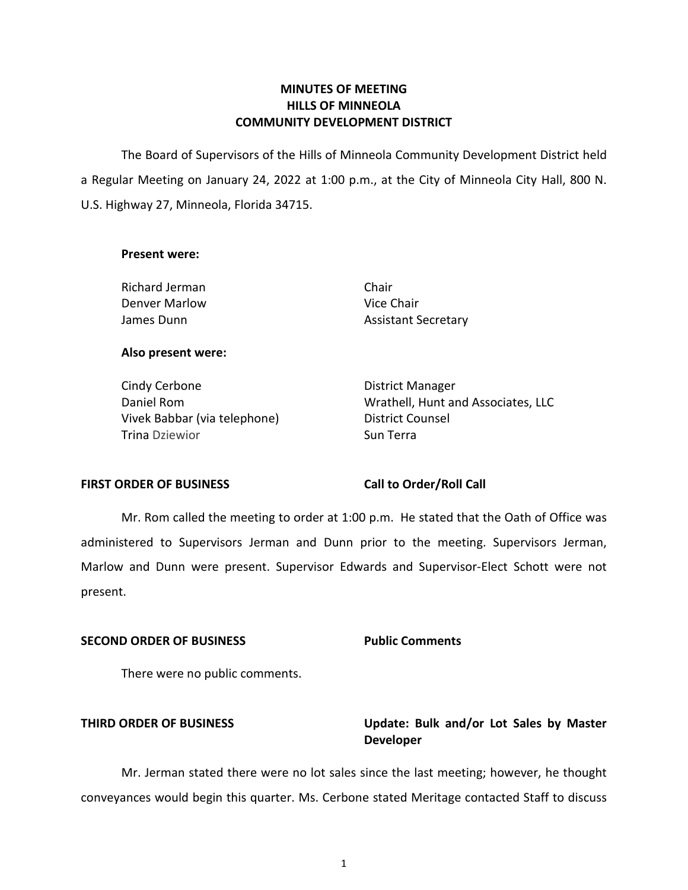# MINUTES OF MEETING
# HILLS OF MINNEOLA
# COMMUNITY DEVELOPMENT DISTRICT

The Board of Supervisors of the Hills of Minneola Community Development District held a Regular Meeting on January 24, 2022 at 1:00 p.m., at the City of Minneola City Hall, 800 N. U.S. Highway 27, Minneola, Florida 34715.

**Present were:**

| | |
|---|---|
| Richard Jerman | Chair |
| Denver Marlow | Vice Chair |
| James Dunn | Assistant Secretary |

**Also present were:**

| | |
|---|---|
| Cindy Cerbone | District Manager |
| Daniel Rom | Wrathell, Hunt and Associates, LLC |
| Vivek Babbar (via telephone) | District Counsel |
| Trina Dziewior | Sun Terra |

**FIRST ORDER OF BUSINESS** **Call to Order/Roll Call**

Mr. Rom called the meeting to order at 1:00 p.m. He stated that the Oath of Office was administered to Supervisors Jerman and Dunn prior to the meeting. Supervisors Jerman, Marlow and Dunn were present. Supervisor Edwards and Supervisor-Elect Schott were not present.

**SECOND ORDER OF BUSINESS** **Public Comments**

There were no public comments.

**THIRD ORDER OF BUSINESS** **Update: Bulk and/or Lot Sales by Master Developer**

Mr. Jerman stated there were no lot sales since the last meeting; however, he thought conveyances would begin this quarter. Ms. Cerbone stated Meritage contacted Staff to discuss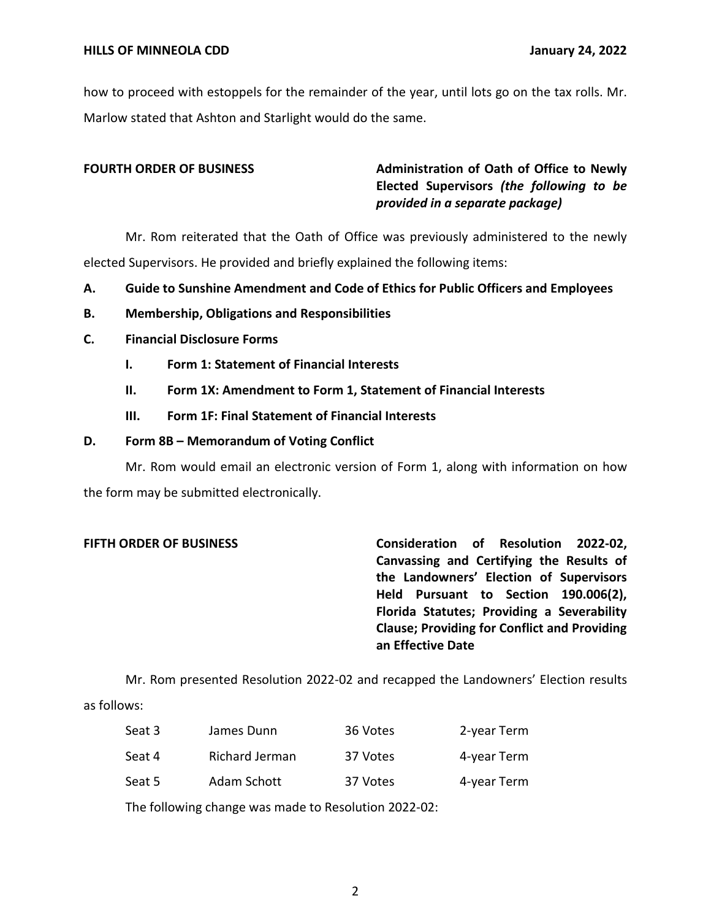how to proceed with estoppels for the remainder of the year, until lots go on the tax rolls. Mr. Marlow stated that Ashton and Starlight would do the same.

**FOURTH ORDER OF BUSINESS** **Administration of Oath of Office to Newly Elected Supervisors *(the following to be provided in a separate package)***

Mr. Rom reiterated that the Oath of Office was previously administered to the newly elected Supervisors. He provided and briefly explained the following items:

**A. Guide to Sunshine Amendment and Code of Ethics for Public Officers and Employees**

**B. Membership, Obligations and Responsibilities**

**C. Financial Disclosure Forms**

**I. Form 1: Statement of Financial Interests**

**II. Form 1X: Amendment to Form 1, Statement of Financial Interests**

**III. Form 1F: Final Statement of Financial Interests**

**D. Form 8B – Memorandum of Voting Conflict**

Mr. Rom would email an electronic version of Form 1, along with information on how the form may be submitted electronically.

**FIFTH ORDER OF BUSINESS** **Consideration of Resolution 2022-02, Canvassing and Certifying the Results of the Landowners' Election of Supervisors Held Pursuant to Section 190.006(2), Florida Statutes; Providing a Severability Clause; Providing for Conflict and Providing an Effective Date**

Mr. Rom presented Resolution 2022-02 and recapped the Landowners' Election results as follows:

| | | | |
|---|---|---|---|
| Seat 3 | James Dunn | 36 Votes | 2-year Term |
| Seat 4 | Richard Jerman | 37 Votes | 4-year Term |
| Seat 5 | Adam Schott | 37 Votes | 4-year Term |

The following change was made to Resolution 2022-02: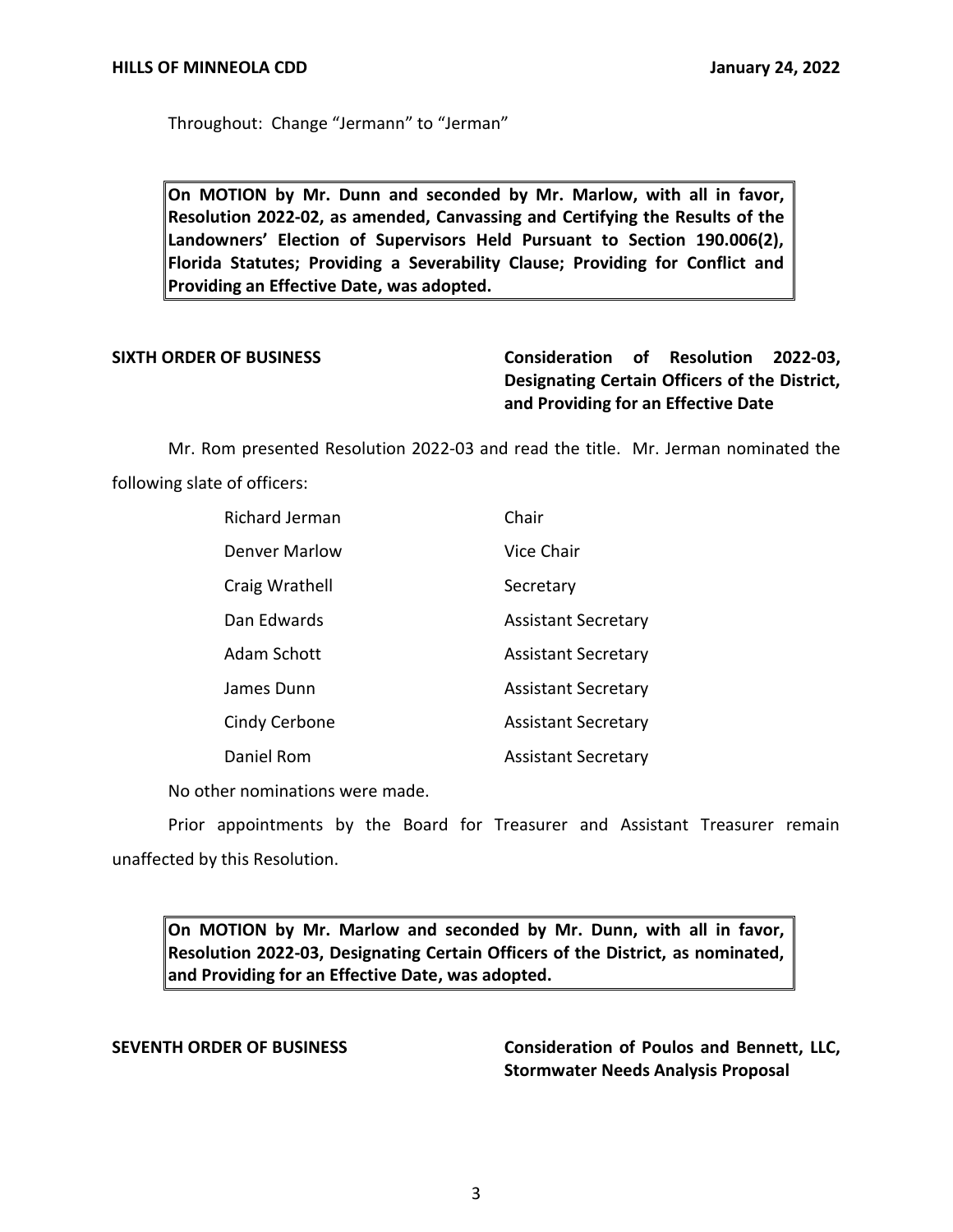Throughout: Change “Jermann” to “Jerman”

**On MOTION by Mr. Dunn and seconded by Mr. Marlow, with all in favor, Resolution 2022-02, as amended, Canvassing and Certifying the Results of the Landowners’ Election of Supervisors Held Pursuant to Section 190.006(2), Florida Statutes; Providing a Severability Clause; Providing for Conflict and Providing an Effective Date, was adopted.**

**SIXTH ORDER OF BUSINESS** **Consideration of Resolution 2022-03, Designating Certain Officers of the District, and Providing for an Effective Date**

Mr. Rom presented Resolution 2022-03 and read the title. Mr. Jerman nominated the following slate of officers:

| | |
|---|---|
| Richard Jerman | Chair |
| Denver Marlow | Vice Chair |
| Craig Wrathell | Secretary |
| Dan Edwards | Assistant Secretary |
| Adam Schott | Assistant Secretary |
| James Dunn | Assistant Secretary |
| Cindy Cerbone | Assistant Secretary |
| Daniel Rom | Assistant Secretary |

No other nominations were made.

Prior appointments by the Board for Treasurer and Assistant Treasurer remain unaffected by this Resolution.

**On MOTION by Mr. Marlow and seconded by Mr. Dunn, with all in favor, Resolution 2022-03, Designating Certain Officers of the District, as nominated, and Providing for an Effective Date, was adopted.**

**SEVENTH ORDER OF BUSINESS** **Consideration of Poulos and Bennett, LLC, Stormwater Needs Analysis Proposal**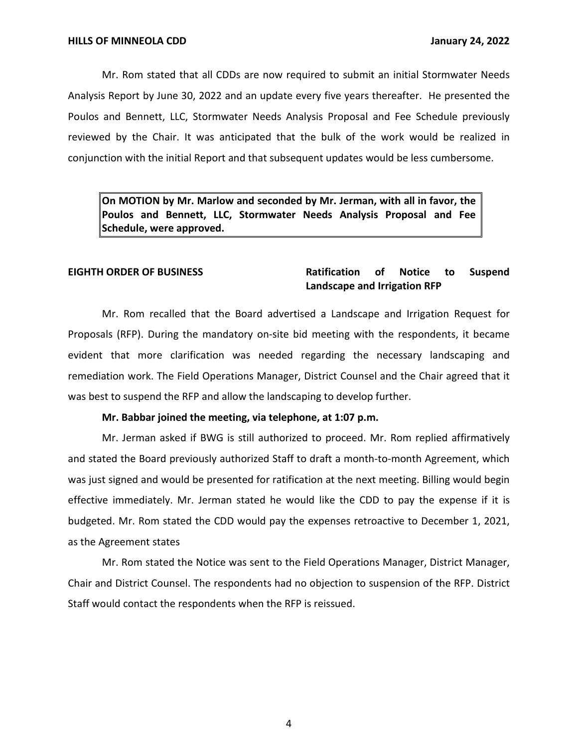Mr. Rom stated that all CDDs are now required to submit an initial Stormwater Needs Analysis Report by June 30, 2022 and an update every five years thereafter. He presented the Poulos and Bennett, LLC, Stormwater Needs Analysis Proposal and Fee Schedule previously reviewed by the Chair. It was anticipated that the bulk of the work would be realized in conjunction with the initial Report and that subsequent updates would be less cumbersome.

> **On MOTION by Mr. Marlow and seconded by Mr. Jerman, with all in favor, the Poulos and Bennett, LLC, Stormwater Needs Analysis Proposal and Fee Schedule, were approved.**

**EIGHTH ORDER OF BUSINESS** **Ratification of Notice to Suspend Landscape and Irrigation RFP**

Mr. Rom recalled that the Board advertised a Landscape and Irrigation Request for Proposals (RFP). During the mandatory on-site bid meeting with the respondents, it became evident that more clarification was needed regarding the necessary landscaping and remediation work. The Field Operations Manager, District Counsel and the Chair agreed that it was best to suspend the RFP and allow the landscaping to develop further.

**Mr. Babbar joined the meeting, via telephone, at 1:07 p.m.**

Mr. Jerman asked if BWG is still authorized to proceed. Mr. Rom replied affirmatively and stated the Board previously authorized Staff to draft a month-to-month Agreement, which was just signed and would be presented for ratification at the next meeting. Billing would begin effective immediately. Mr. Jerman stated he would like the CDD to pay the expense if it is budgeted. Mr. Rom stated the CDD would pay the expenses retroactive to December 1, 2021, as the Agreement states

Mr. Rom stated the Notice was sent to the Field Operations Manager, District Manager, Chair and District Counsel. The respondents had no objection to suspension of the RFP. District Staff would contact the respondents when the RFP is reissued.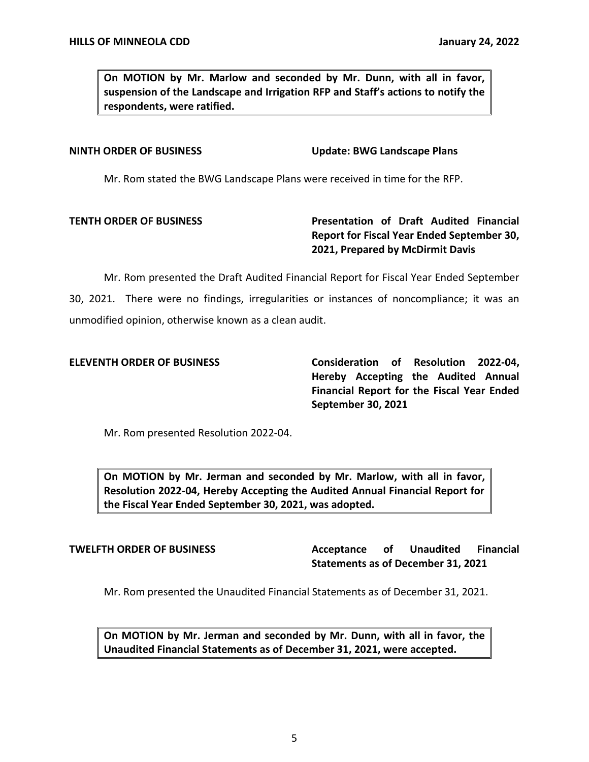**On MOTION by Mr. Marlow and seconded by Mr. Dunn, with all in favor, suspension of the Landscape and Irrigation RFP and Staff's actions to notify the respondents, were ratified.**

**NINTH ORDER OF BUSINESS** **Update: BWG Landscape Plans**

Mr. Rom stated the BWG Landscape Plans were received in time for the RFP.

**TENTH ORDER OF BUSINESS** **Presentation of Draft Audited Financial Report for Fiscal Year Ended September 30, 2021, Prepared by McDirmit Davis**

Mr. Rom presented the Draft Audited Financial Report for Fiscal Year Ended September 30, 2021. There were no findings, irregularities or instances of noncompliance; it was an unmodified opinion, otherwise known as a clean audit.

**ELEVENTH ORDER OF BUSINESS** **Consideration of Resolution 2022-04, Hereby Accepting the Audited Annual Financial Report for the Fiscal Year Ended September 30, 2021**

Mr. Rom presented Resolution 2022-04.

**On MOTION by Mr. Jerman and seconded by Mr. Marlow, with all in favor, Resolution 2022-04, Hereby Accepting the Audited Annual Financial Report for the Fiscal Year Ended September 30, 2021, was adopted.**

**TWELFTH ORDER OF BUSINESS** **Acceptance of Unaudited Financial Statements as of December 31, 2021**

Mr. Rom presented the Unaudited Financial Statements as of December 31, 2021.

**On MOTION by Mr. Jerman and seconded by Mr. Dunn, with all in favor, the Unaudited Financial Statements as of December 31, 2021, were accepted.**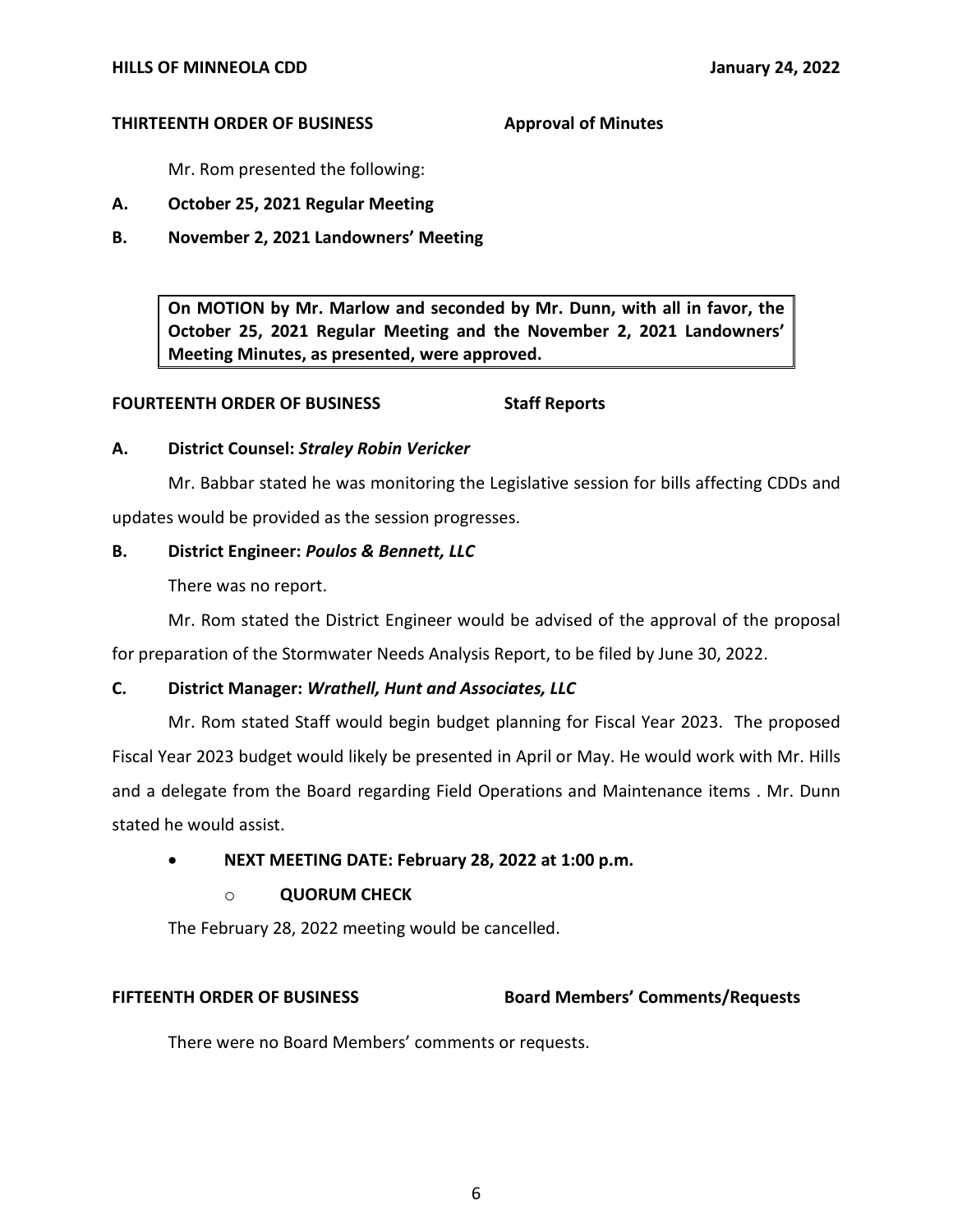**THIRTEENTH ORDER OF BUSINESS** **Approval of Minutes**

Mr. Rom presented the following:

**A. October 25, 2021 Regular Meeting**

**B. November 2, 2021 Landowners' Meeting**

> **On MOTION by Mr. Marlow and seconded by Mr. Dunn, with all in favor, the October 25, 2021 Regular Meeting and the November 2, 2021 Landowners' Meeting Minutes, as presented, were approved.**

**FOURTEENTH ORDER OF BUSINESS** **Staff Reports**

**A. District Counsel: *Straley Robin Vericker***

Mr. Babbar stated he was monitoring the Legislative session for bills affecting CDDs and updates would be provided as the session progresses.

**B. District Engineer: *Poulos & Bennett, LLC***

There was no report.

Mr. Rom stated the District Engineer would be advised of the approval of the proposal for preparation of the Stormwater Needs Analysis Report, to be filed by June 30, 2022.

**C. District Manager: *Wrathell, Hunt and Associates, LLC***

Mr. Rom stated Staff would begin budget planning for Fiscal Year 2023. The proposed Fiscal Year 2023 budget would likely be presented in April or May. He would work with Mr. Hills and a delegate from the Board regarding Field Operations and Maintenance items . Mr. Dunn stated he would assist.

- **NEXT MEETING DATE: February 28, 2022 at 1:00 p.m.**
  - **QUORUM CHECK**

The February 28, 2022 meeting would be cancelled.

**FIFTEENTH ORDER OF BUSINESS** **Board Members' Comments/Requests**

There were no Board Members' comments or requests.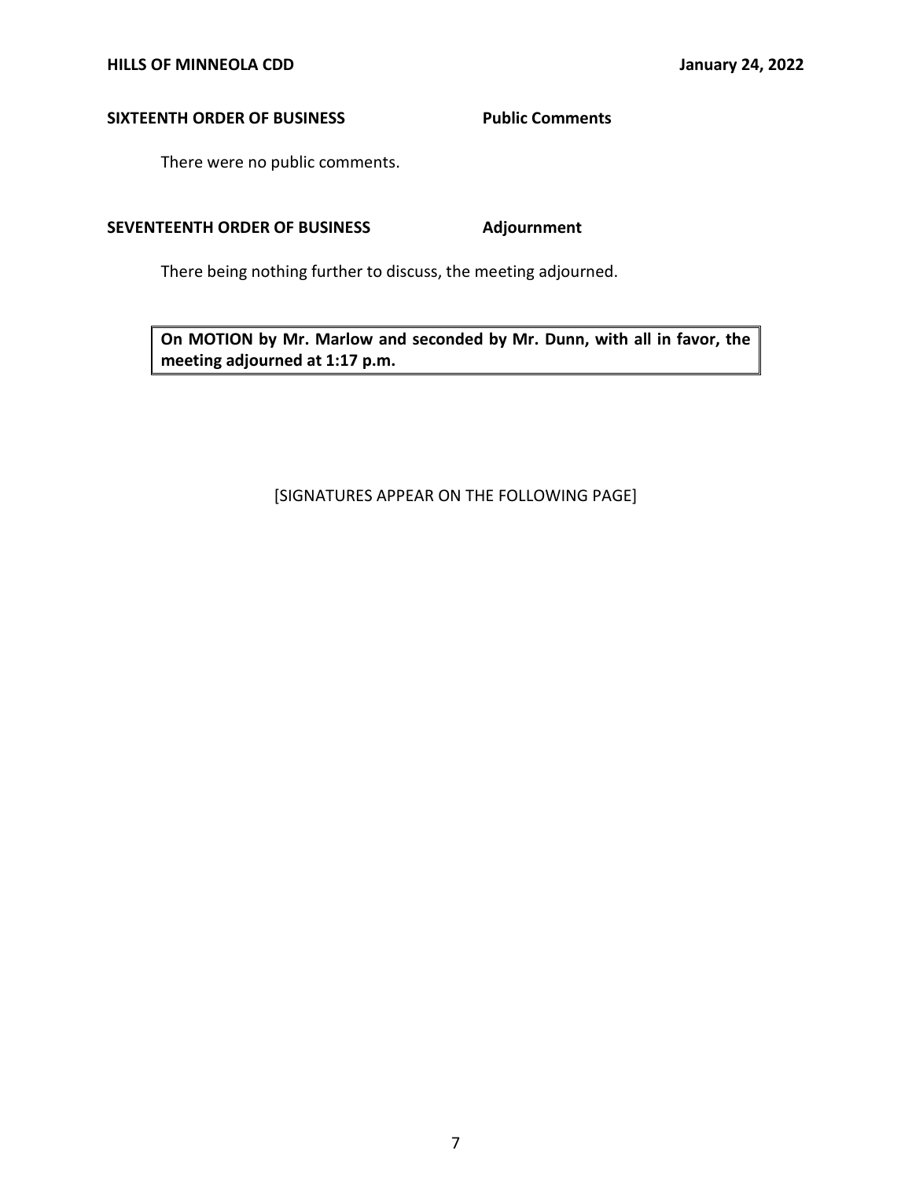**SIXTEENTH ORDER OF BUSINESS** **Public Comments**

There were no public comments.

**SEVENTEENTH ORDER OF BUSINESS** **Adjournment**

There being nothing further to discuss, the meeting adjourned.

> **On MOTION by Mr. Marlow and seconded by Mr. Dunn, with all in favor, the meeting adjourned at 1:17 p.m.**

[SIGNATURES APPEAR ON THE FOLLOWING PAGE]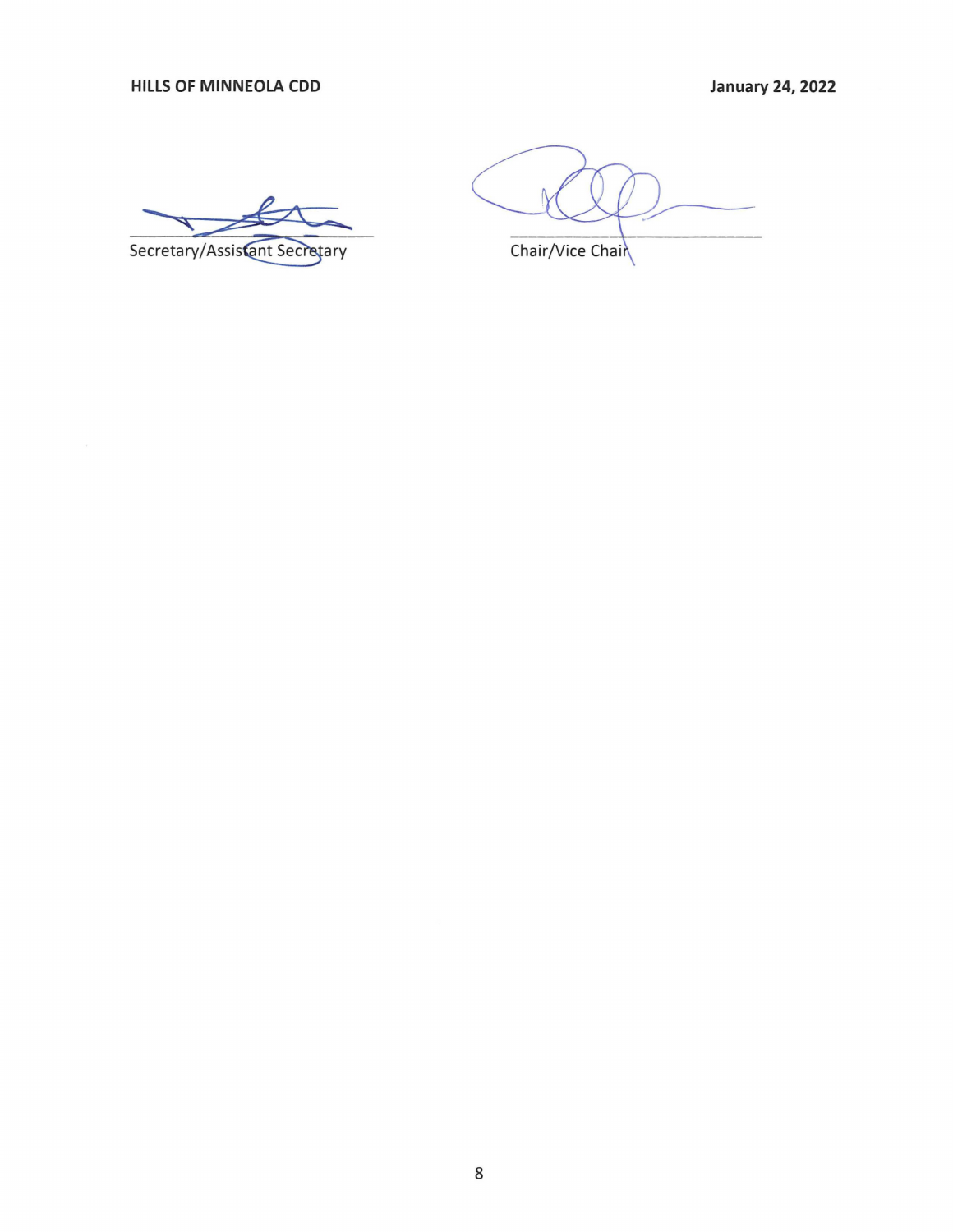\_\_\_\_\_\_\_\_\_\_\_\_\_\_\_\_\_\_\_\_\_\_\_\_\_\_\_\_\_\_\_\_\_\_\_\_\_\_\_\_\_\_\_\_\_\_\_\_

Secretary/Assistant Secretary

\_\_\_\_\_\_\_\_\_\_\_\_\_\_\_\_\_\_\_\_\_\_\_\_\_\_\_\_\_\_\_\_\_\_\_\_\_\_\_\_\_\_\_\_\_\_\_\_

Chair/Vice Chair